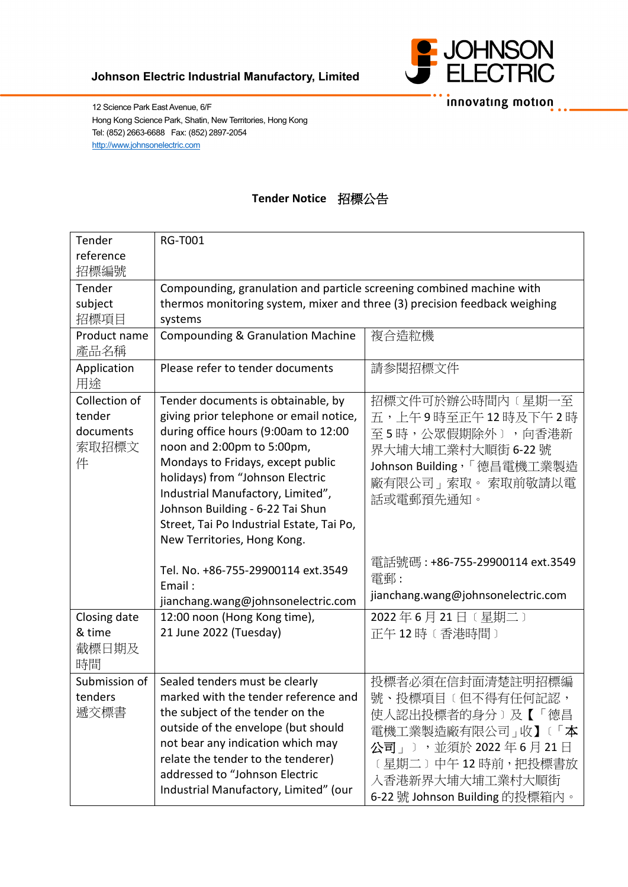**Johnson Electric Industrial Manufactory, Limited**

JOHNSON ELECTRIC
innovating motion

12 Science Park East Avenue, 6/F
Hong Kong Science Park, Shatin, New Territories, Hong Kong
Tel: (852) 2663-6688 Fax: (852) 2897-2054
http://www.johnsonelectric.com

## Tender Notice 招標公告

| | | |
|---|---|---|
| Tender reference 招標編號 | RG-T001 | |
| Tender subject 招標項目 | Compounding, granulation and particle screening combined machine with thermos monitoring system, mixer and three (3) precision feedback weighing systems | |
| Product name 產品名稱 | Compounding & Granulation Machine | 複合造粒機 |
| Application 用途 | Please refer to tender documents | 請參閱招標文件 |
| Collection of tender documents 索取招標文件 | Tender documents is obtainable, by giving prior telephone or email notice, during office hours (9:00am to 12:00 noon and 2:00pm to 5:00pm, Mondays to Fridays, except public holidays) from "Johnson Electric Industrial Manufactory, Limited", Johnson Building - 6-22 Tai Shun Street, Tai Po Industrial Estate, Tai Po, New Territories, Hong Kong.<br><br>Tel. No. +86-755-29900114 ext.3549<br>Email : jianchang.wang@johnsonelectric.com | 招標文件可於辦公時間內﹝星期一至五，上午 9 時至正午 12 時及下午 2 時至 5 時，公眾假期除外﹞，向香港新界大埔大埔工業村大順街 6-22 號 Johnson Building，「德昌電機工業製造廠有限公司」索取。 索取前敬請以電話或電郵預先通知。<br><br>電話號碼 : +86-755-29900114 ext.3549<br>電郵 : jianchang.wang@johnsonelectric.com |
| Closing date & time 截標日期及時間 | 12:00 noon (Hong Kong time), 21 June 2022 (Tuesday) | 2022 年 6 月 21 日﹝星期二﹞正午 12 時﹝香港時間﹞ |
| Submission of tenders 遞交標書 | Sealed tenders must be clearly marked with the tender reference and the subject of the tender on the outside of the envelope (but should not bear any indication which may relate the tender to the tenderer) addressed to "Johnson Electric Industrial Manufactory, Limited" (our | 投標者必須在信封面清楚註明招標編號、投標項目﹝但不得有任何記認，使人認出投標者的身分﹞及【「德昌電機工業製造廠有限公司」收】﹝「**本公司**」﹞，並須於 2022 年 6 月 21 日﹝星期二﹞中午 12 時前，把投標書放入香港新界大埔大埔工業村大順街 6-22 號 Johnson Building 的投標箱內。 |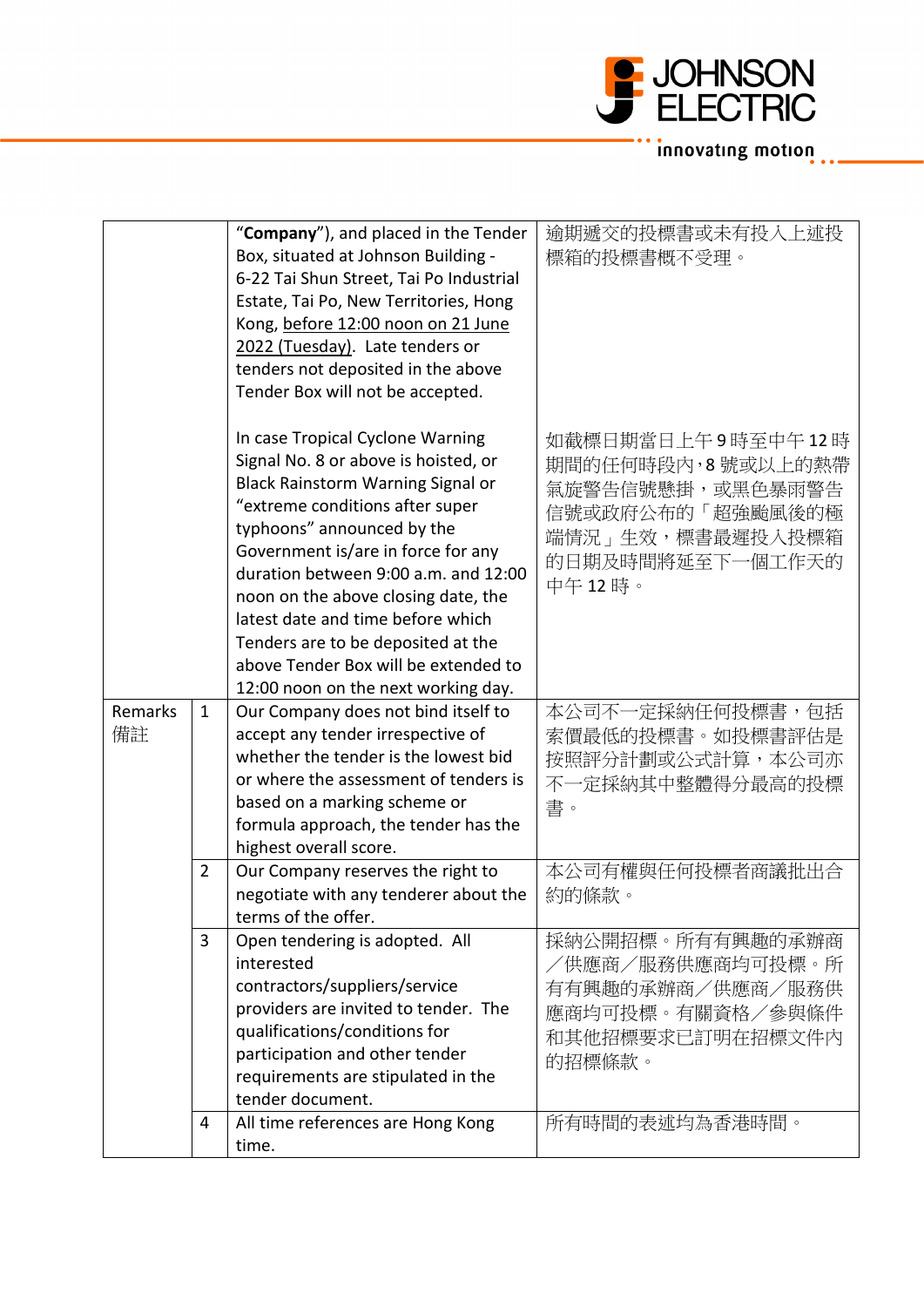| | | | |
|---|---|---|---|
| | | "**Company**"), and placed in the Tender Box, situated at Johnson Building - 6-22 Tai Shun Street, Tai Po Industrial Estate, Tai Po, New Territories, Hong Kong, before 12:00 noon on 21 June 2022 (Tuesday). Late tenders or tenders not deposited in the above Tender Box will not be accepted.<br><br>In case Tropical Cyclone Warning Signal No. 8 or above is hoisted, or Black Rainstorm Warning Signal or "extreme conditions after super typhoons" announced by the Government is/are in force for any duration between 9:00 a.m. and 12:00 noon on the above closing date, the latest date and time before which Tenders are to be deposited at the above Tender Box will be extended to 12:00 noon on the next working day. | 逾期遞交的投標書或未有投入上述投標箱的投標書概不受理。<br><br>如截標日期當日上午 9 時至中午 12 時期間的任何時段內，8 號或以上的熱帶氣旋警告信號懸掛，或黑色暴雨警告信號或政府公布的「超強颱風後的極端情況」生效，標書最遲投入投標箱的日期及時間將延至下一個工作天的中午 12 時。 |
| Remarks 備註 | 1 | Our Company does not bind itself to accept any tender irrespective of whether the tender is the lowest bid or where the assessment of tenders is based on a marking scheme or formula approach, the tender has the highest overall score. | 本公司不一定採納任何投標書，包括索價最低的投標書。如投標書評估是按照評分計劃或公式計算，本公司亦不一定採納其中整體得分最高的投標書。 |
| | 2 | Our Company reserves the right to negotiate with any tenderer about the terms of the offer. | 本公司有權與任何投標者商議批出合約的條款。 |
| | 3 | Open tendering is adopted. All interested contractors/suppliers/service providers are invited to tender. The qualifications/conditions for participation and other tender requirements are stipulated in the tender document. | 採納公開招標。所有有興趣的承辦商／供應商／服務供應商均可投標。所有有興趣的承辦商／供應商／服務供應商均可投標。有關資格／參與條件和其他招標要求已訂明在招標文件內的招標條款。 |
| | 4 | All time references are Hong Kong time. | 所有時間的表述均為香港時間。 |